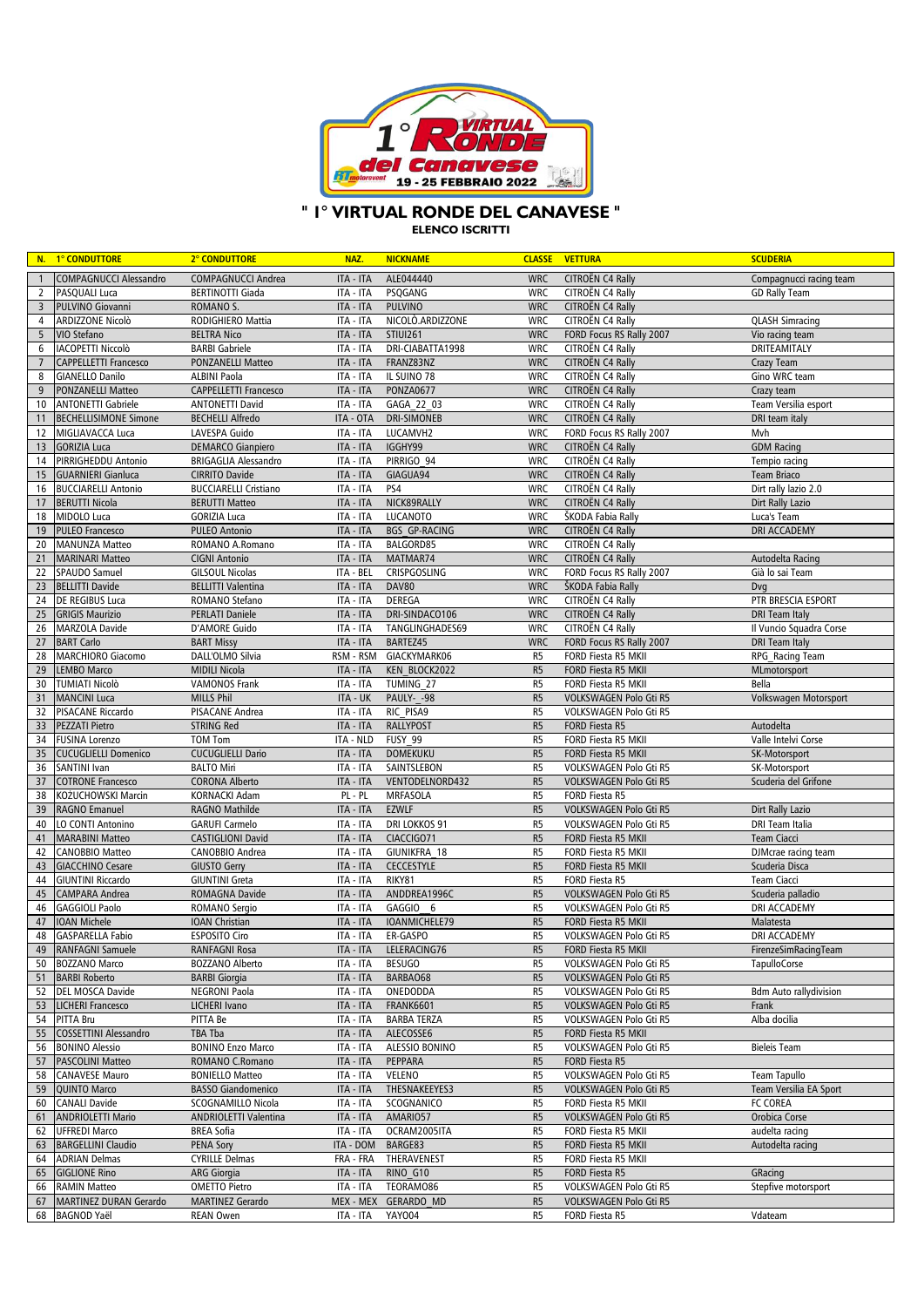# " I° VIRTUAL RONDE DEL CANAVESE "

## ELENCO ISCRITTI

| N. | 1° CONDUTTORE | 2° CONDUTTORE | NAZ. | NICKNAME | CLASSE | VETTURA | SCUDERIA |
|---|---|---|---|---|---|---|---|
| 1 | COMPAGNUCCI Alessandro | COMPAGNUCCI Andrea | ITA - ITA | ALE044440 | WRC | CITROËN C4 Rally | Compagnucci racing team |
| 2 | PASQUALI Luca | BERTINOTTI Giada | ITA - ITA | PSQGANG | WRC | CITROËN C4 Rally | GD Rally Team |
| 3 | PULVINO Giovanni | ROMANO S. | ITA - ITA | PULVINO | WRC | CITROËN C4 Rally | |
| 4 | ARDIZZONE Nicolò | RODIGHIERO Mattia | ITA - ITA | NICOLÒ.ARDIZZONE | WRC | CITROËN C4 Rally | QLASH Simracing |
| 5 | VIO Stefano | BELTRA Nico | ITA - ITA | STIUI261 | WRC | FORD Focus RS Rally 2007 | Vio racing team |
| 6 | IACOPETTI Niccolò | BARBI Gabriele | ITA - ITA | DRI-CIABATTA1998 | WRC | CITROËN C4 Rally | DRITEAMITALY |
| 7 | CAPPELLETTI Francesco | PONZANELLI Matteo | ITA - ITA | FRANZ83NZ | WRC | CITROËN C4 Rally | Crazy Team |
| 8 | GIANELLO Danilo | ALBINI Paola | ITA - ITA | IL SUINO 78 | WRC | CITROËN C4 Rally | Gino WRC team |
| 9 | PONZANELLI Matteo | CAPPELLETTI Francesco | ITA - ITA | PONZA0677 | WRC | CITROËN C4 Rally | Crazy team |
| 10 | ANTONETTI Gabriele | ANTONETTI David | ITA - ITA | GAGA_22_03 | WRC | CITROËN C4 Rally | Team Versilia esport |
| 11 | BECHELLISIMONE Simone | BECHELLI Alfredo | ITA - OTA | DRI-SIMONEB | WRC | CITROËN C4 Rally | DRI team italy |
| 12 | MIGLIAVACCA Luca | LAVESPA Guido | ITA - ITA | LUCAMVH2 | WRC | FORD Focus RS Rally 2007 | Mvh |
| 13 | GORIZIA Luca | DEMARCO Gianpiero | ITA - ITA | IGGHY99 | WRC | CITROËN C4 Rally | GDM Racing |
| 14 | PIRRIGHEDDU Antonio | BRIGAGLIA Alessandro | ITA - ITA | PIRRIGO_94 | WRC | CITROËN C4 Rally | Tempio racing |
| 15 | GUARNIERI Gianluca | CIRRITO Davide | ITA - ITA | GIAGUA94 | WRC | CITROËN C4 Rally | Team Briaco |
| 16 | BUCCIARELLI Antonio | BUCCIARELLI Cristiano | ITA - ITA | PS4 | WRC | CITROËN C4 Rally | Dirt rally lazio 2.0 |
| 17 | BERUTTI Nicola | BERUTTI Matteo | ITA - ITA | NICK89RALLY | WRC | CITROËN C4 Rally | Dirt Rally Lazio |
| 18 | MIDOLO Luca | GORIZIA Luca | ITA - ITA | LUCANOTO | WRC | ŠKODA Fabia Rally | Luca's Team |
| 19 | PULEO Francesco | PULEO Antonio | ITA - ITA | BGS_GP-RACING | WRC | CITROËN C4 Rally | DRI ACCADEMY |
| 20 | MANUNZA Matteo | ROMANO A.Romano | ITA - ITA | BALGORD85 | WRC | CITROËN C4 Rally | |
| 21 | MARINARI Matteo | CIGNI Antonio | ITA - ITA | MATMAR74 | WRC | CITROËN C4 Rally | Autodelta Racing |
| 22 | SPAUDO Samuel | GILSOUL Nicolas | ITA - BEL | CRISPGOSLING | WRC | FORD Focus RS Rally 2007 | Già lo sai Team |
| 23 | BELLITTI Davide | BELLITTI Valentina | ITA - ITA | DAV80 | WRC | ŠKODA Fabia Rally | Dvg |
| 24 | DE REGIBUS Luca | ROMANO Stefano | ITA - ITA | DEREGA | WRC | CITROËN C4 Rally | PTR BRESCIA ESPORT |
| 25 | GRIGIS Maurizio | PERLATI Daniele | ITA - ITA | DRI-SINDACO106 | WRC | CITROËN C4 Rally | DRI Team Italy |
| 26 | MARZOLA Davide | D'AMORE Guido | ITA - ITA | TANGLINGHADES69 | WRC | CITROËN C4 Rally | Il Vuncio Squadra Corse |
| 27 | BART Carlo | BART Missy | ITA - ITA | BARTEZ45 | WRC | FORD Focus RS Rally 2007 | DRI Team Italy |
| 28 | MARCHIORO Giacomo | DALL'OLMO Silvia | RSM - RSM | GIACKYMARK06 | R5 | FORD Fiesta R5 MKII | RPG_Racing Team |
| 29 | LEMBO Marco | MIDILI Nicola | ITA - ITA | KEN_BLOCK2022 | R5 | FORD Fiesta R5 MKII | MLmotorsport |
| 30 | TUMIATI Nicolò | VAMONOS Frank | ITA - ITA | TUMING_27 | R5 | FORD Fiesta R5 MKII | Bella |
| 31 | MANCINI Luca | MILLS Phil | ITA - UK | PAULY-_-98 | R5 | VOLKSWAGEN Polo Gti R5 | Volkswagen Motorsport |
| 32 | PISACANE Riccardo | PISACANE Andrea | ITA - ITA | RIC_PISA9 | R5 | VOLKSWAGEN Polo Gti R5 | |
| 33 | PEZZATI Pietro | STRING Red | ITA - ITA | RALLYPOST | R5 | FORD Fiesta R5 | Autodelta |
| 34 | FUSINA Lorenzo | TOM Tom | ITA - NLD | FUSY_99 | R5 | FORD Fiesta R5 MKII | Valle Intelvi Corse |
| 35 | CUCUGLIELLI Domenico | CUCUGLIELLI Dario | ITA - ITA | DOMEKUKU | R5 | FORD Fiesta R5 MKII | SK-Motorsport |
| 36 | SANTINI Ivan | BALTO Miri | ITA - ITA | SAINTSLEBON | R5 | VOLKSWAGEN Polo Gti R5 | SK-Motorsport |
| 37 | COTRONE Francesco | CORONA Alberto | ITA - ITA | VENTODELNORD432 | R5 | VOLKSWAGEN Polo Gti R5 | Scuderia del Grifone |
| 38 | KOŻUCHOWSKI Marcin | KORNACKI Adam | PL - PL | MRFASOLA | R5 | FORD Fiesta R5 | |
| 39 | RAGNO Emanuel | RAGNO Mathilde | ITA - ITA | EZWLF | R5 | VOLKSWAGEN Polo Gti R5 | Dirt Rally Lazio |
| 40 | LO CONTI Antonino | GARUFI Carmelo | ITA - ITA | DRI LOKKOS 91 | R5 | VOLKSWAGEN Polo Gti R5 | DRI Team Italia |
| 41 | MARABINI Matteo | CASTIGLIONI David | ITA - ITA | CIACCIG071 | R5 | FORD Fiesta R5 MKII | Team Ciacci |
| 42 | CANOBBIO Matteo | CANOBBIO Andrea | ITA - ITA | GIUNIKFRA_18 | R5 | FORD Fiesta R5 MKII | DJMcrae racing team |
| 43 | GIACCHINO Cesare | GIUSTO Gerry | ITA - ITA | CECCESTYLE | R5 | FORD Fiesta R5 MKII | Scuderia Disca |
| 44 | GIUNTINI Riccardo | GIUNTINI Greta | ITA - ITA | RIKY81 | R5 | FORD Fiesta R5 | Team Ciacci |
| 45 | CAMPARA Andrea | ROMAGNA Davide | ITA - ITA | ANDDREA1996C | R5 | VOLKSWAGEN Polo Gti R5 | Scuderia palladio |
| 46 | GAGGIOLI Paolo | ROMANO Sergio | ITA - ITA | GAGGIO__6 | R5 | VOLKSWAGEN Polo Gti R5 | DRI ACCADEMY |
| 47 | IOAN Michele | IOAN Christian | ITA - ITA | IOANMICHELE79 | R5 | FORD Fiesta R5 MKII | Malatesta |
| 48 | GASPARELLA Fabio | ESPOSITO Ciro | ITA - ITA | ER-GASPO | R5 | VOLKSWAGEN Polo Gti R5 | DRI ACCADEMY |
| 49 | RANFAGNI Samuele | RANFAGNI Rosa | ITA - ITA | LELERACING76 | R5 | FORD Fiesta R5 MKII | FirenzeSimRacingTeam |
| 50 | BOZZANO Marco | BOZZANO Alberto | ITA - ITA | BESUGO | R5 | VOLKSWAGEN Polo Gti R5 | TapulloCorse |
| 51 | BARBI Roberto | BARBI Giorgia | ITA - ITA | BARBA068 | R5 | VOLKSWAGEN Polo Gti R5 | |
| 52 | DEL MOSCA Davide | NEGRONI Paola | ITA - ITA | ONEDODDA | R5 | VOLKSWAGEN Polo Gti R5 | Bdm Auto rallydivision |
| 53 | LICHERI Francesco | LICHERI Ivano | ITA - ITA | FRANK6601 | R5 | VOLKSWAGEN Polo Gti R5 | Frank |
| 54 | PITTA Bru | PITTA Be | ITA - ITA | BARBA TERZA | R5 | VOLKSWAGEN Polo Gti R5 | Alba docilia |
| 55 | COSSETTINI Alessandro | TBA Tba | ITA - ITA | ALECOSSE6 | R5 | FORD Fiesta R5 MKII | |
| 56 | BONINO Alessio | BONINO Enzo Marco | ITA - ITA | ALESSIO BONINO | R5 | VOLKSWAGEN Polo Gti R5 | Bieleis Team |
| 57 | PASCOLINI Matteo | ROMANO C.Romano | ITA - ITA | PEPPARA | R5 | FORD Fiesta R5 | |
| 58 | CANAVESE Mauro | BONIELLO Matteo | ITA - ITA | VELENO | R5 | VOLKSWAGEN Polo Gti R5 | Team Tapullo |
| 59 | QUINTO Marco | BASSO Giandomenico | ITA - ITA | THESNAKEEYES3 | R5 | VOLKSWAGEN Polo Gti R5 | Team Versilia EA Sport |
| 60 | CANALI Davide | SCOGNAMILLO Nicola | ITA - ITA | SCOGNANICO | R5 | FORD Fiesta R5 MKII | FC COREA |
| 61 | ANDRIOLETTI Mario | ANDRIOLETTI Valentina | ITA - ITA | AMARIO57 | R5 | VOLKSWAGEN Polo Gti R5 | Orobica Corse |
| 62 | UFFREDI Marco | BREA Sofia | ITA - ITA | OCRAM2005ITA | R5 | FORD Fiesta R5 MKII | audelta racing |
| 63 | BARGELLINI Claudio | PENA Sory | ITA - DOM | BARGE83 | R5 | FORD Fiesta R5 MKII | Autodelta racing |
| 64 | ADRIAN Delmas | CYRILLE Delmas | FRA - FRA | THERAVENEST | R5 | FORD Fiesta R5 MKII | |
| 65 | GIGLIONE Rino | ARG Giorgia | ITA - ITA | RINO_G10 | R5 | FORD Fiesta R5 | GRacing |
| 66 | RAMIN Matteo | OMETTO Pietro | ITA - ITA | TEORAMO86 | R5 | VOLKSWAGEN Polo Gti R5 | Stepfive motorsport |
| 67 | MARTINEZ DURAN Gerardo | MARTINEZ Gerardo | MEX - MEX | GERARDO_MD | R5 | VOLKSWAGEN Polo Gti R5 | |
| 68 | BAGNOD Yaël | REAN Owen | ITA - ITA | YAY004 | R5 | FORD Fiesta R5 | Vdateam |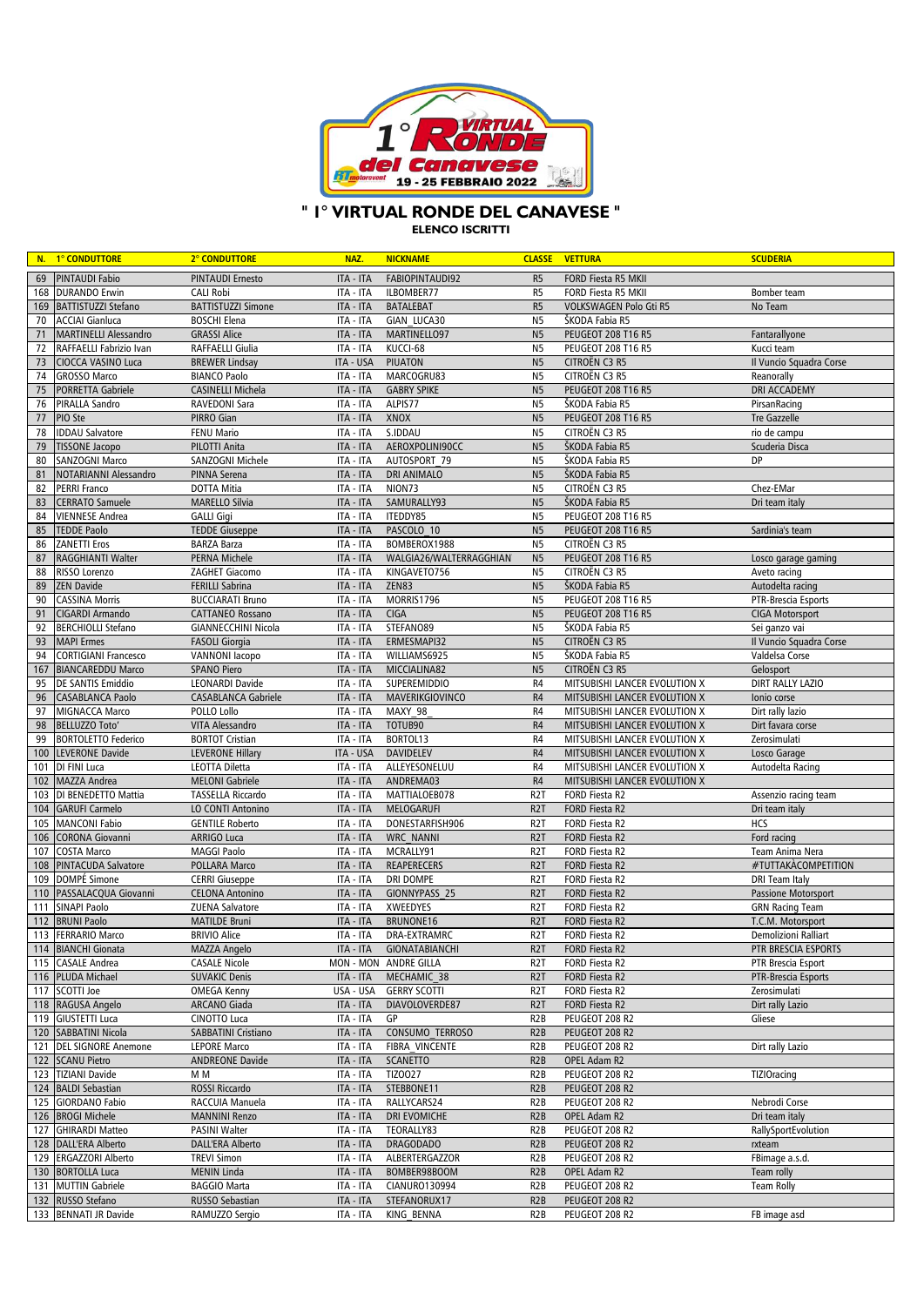# " I° VIRTUAL RONDE DEL CANAVESE "

**ELENCO ISCRITTI**

| N. | 1° CONDUTTORE | 2° CONDUTTORE | NAZ. | NICKNAME | CLASSE | VETTURA | SCUDERIA |
|---|---|---|---|---|---|---|---|
| 69 | PINTAUDI Fabio | PINTAUDI Ernesto | ITA - ITA | FABIOPINTAUDI92 | R5 | FORD Fiesta R5 MKII | |
| 168 | DURANDO Erwin | CALI Robi | ITA - ITA | ILBOMBER77 | R5 | FORD Fiesta R5 MKII | Bomber team |
| 169 | BATTISTUZZI Stefano | BATTISTUZZI Simone | ITA - ITA | BATALEBAT | R5 | VOLKSWAGEN Polo Gti R5 | No Team |
| 70 | ACCIAI Gianluca | BOSCHI Elena | ITA - ITA | GIAN_LUCA30 | N5 | ŠKODA Fabia R5 | |
| 71 | MARTINELLI Alessandro | GRASSI Alice | ITA - ITA | MARTINELLO97 | N5 | PEUGEOT 208 T16 R5 | Fantarallyone |
| 72 | RAFFAELLI Fabrizio Ivan | RAFFAELLI Giulia | ITA - ITA | KUCCI-68 | N5 | PEUGEOT 208 T16 R5 | Kucci team |
| 73 | CIOCCA VASINO Luca | BREWER Lindsay | ITA - USA | PIUATON | N5 | CITROËN C3 R5 | Il Vuncio Squadra Corse |
| 74 | GROSSO Marco | BIANCO Paolo | ITA - ITA | MARCOGRU83 | N5 | CITROËN C3 R5 | Reanorally |
| 75 | PORRETTA Gabriele | CASINELLI Michela | ITA - ITA | GABRY SPIKE | N5 | PEUGEOT 208 T16 R5 | DRI ACCADEMY |
| 76 | PIRALLA Sandro | RAVEDONI Sara | ITA - ITA | ALPIS77 | N5 | ŠKODA Fabia R5 | PirsanRacing |
| 77 | PIO Ste | PIRRO Gian | ITA - ITA | XNOX | N5 | PEUGEOT 208 T16 R5 | Tre Gazzelle |
| 78 | IDDAU Salvatore | FENU Mario | ITA - ITA | S.IDDAU | N5 | CITROËN C3 R5 | rio de campu |
| 79 | TISSONE Jacopo | PILOTTI Anita | ITA - ITA | AEROXPOLINI90CC | N5 | ŠKODA Fabia R5 | Scuderia Disca |
| 80 | SANZOGNI Marco | SANZOGNI Michele | ITA - ITA | AUTOSPORT_79 | N5 | ŠKODA Fabia R5 | DP |
| 81 | NOTARIANNI Alessandro | PINNA Serena | ITA - ITA | DRI ANIMALO | N5 | ŠKODA Fabia R5 | |
| 82 | PERRI Franco | DOTTA Mitia | ITA - ITA | NION73 | N5 | CITROËN C3 R5 | Chez-EMar |
| 83 | CERRATO Samuele | MARELLO Silvia | ITA - ITA | SAMURALLY93 | N5 | ŠKODA Fabia R5 | Dri team italy |
| 84 | VIENNESE Andrea | GALLI Gigi | ITA - ITA | ITEDDY85 | N5 | PEUGEOT 208 T16 R5 | |
| 85 | TEDDE Paolo | TEDDE Giuseppe | ITA - ITA | PASCOLO_10 | N5 | PEUGEOT 208 T16 R5 | Sardinia's team |
| 86 | ZANETTI Eros | BARZA Barza | ITA - ITA | BOMBEROX1988 | N5 | CITROËN C3 R5 | |
| 87 | RAGGHIANTI Walter | PERNA Michele | ITA - ITA | WALGIA26/WALTERRAGGHIAN | N5 | PEUGEOT 208 T16 R5 | Losco garage gaming |
| 88 | RISSO Lorenzo | ZAGHET Giacomo | ITA - ITA | KINGAVETO756 | N5 | CITROËN C3 R5 | Aveto racing |
| 89 | ZEN Davide | FERILLI Sabrina | ITA - ITA | ZEN83 | N5 | ŠKODA Fabia R5 | Autodelta racing |
| 90 | CASSINA Morris | BUCCIARATI Bruno | ITA - ITA | MORRIS1796 | N5 | PEUGEOT 208 T16 R5 | PTR-Brescia Esports |
| 91 | CIGARDI Armando | CATTANEO Rossano | ITA - ITA | CIGA | N5 | PEUGEOT 208 T16 R5 | CIGA Motorsport |
| 92 | BERCHIOLLI Stefano | GIANNECCHINI Nicola | ITA - ITA | STEFANO89 | N5 | ŠKODA Fabia R5 | Sei ganzo vai |
| 93 | MAPI Ermes | FASOLI Giorgia | ITA - ITA | ERMESMAPI32 | N5 | CITROËN C3 R5 | Il Vuncio Squadra Corse |
| 94 | CORTIGIANI Francesco | VANNONI Iacopo | ITA - ITA | WILLIAMS6925 | N5 | ŠKODA Fabia R5 | Valdelsa Corse |
| 167 | BIANCAREDDU Marco | SPANO Piero | ITA - ITA | MICCIALINA82 | N5 | CITROËN C3 R5 | Gelosport |
| 95 | DE SANTIS Emiddio | LEONARDI Davide | ITA - ITA | SUPEREMIDDIO | R4 | MITSUBISHI LANCER EVOLUTION X | DIRT RALLY LAZIO |
| 96 | CASABLANCA Paolo | CASABLANCA Gabriele | ITA - ITA | MAVERIKGIOVINCO | R4 | MITSUBISHI LANCER EVOLUTION X | Ionio corse |
| 97 | MIGNACCA Marco | POLLO Lollo | ITA - ITA | MAXY_98_ | R4 | MITSUBISHI LANCER EVOLUTION X | Dirt rally lazio |
| 98 | BELLUZZO Toto' | VITA Alessandro | ITA - ITA | TOTUB90 | R4 | MITSUBISHI LANCER EVOLUTION X | Dirt favara corse |
| 99 | BORTOLETTO Federico | BORTOT Cristian | ITA - ITA | BORTOL13 | R4 | MITSUBISHI LANCER EVOLUTION X | Zerosimulati |
| 100 | LEVERONE Davide | LEVERONE Hillary | ITA - USA | DAVIDELEV | R4 | MITSUBISHI LANCER EVOLUTION X | Losco Garage |
| 101 | DI FINI Luca | LEOTTA Diletta | ITA - ITA | ALLEYESONELUU | R4 | MITSUBISHI LANCER EVOLUTION X | Autodelta Racing |
| 102 | MAZZA Andrea | MELONI Gabriele | ITA - ITA | ANDREMA03 | R4 | MITSUBISHI LANCER EVOLUTION X | |
| 103 | DI BENEDETTO Mattia | TASSELLA Riccardo | ITA - ITA | MATTIALOEB078 | R2T | FORD Fiesta R2 | Assenzio racing team |
| 104 | GARUFI Carmelo | LO CONTI Antonino | ITA - ITA | MELOGARUFI | R2T | FORD Fiesta R2 | Dri team italy |
| 105 | MANCONI Fabio | GENTILE Roberto | ITA - ITA | DONESTARFISH906 | R2T | FORD Fiesta R2 | HCS |
| 106 | CORONA Giovanni | ARRIGO Luca | ITA - ITA | WRC_NANNI | R2T | FORD Fiesta R2 | Ford racing |
| 107 | COSTA Marco | MAGGI Paolo | ITA - ITA | MCRALLY91 | R2T | FORD Fiesta R2 | Team Anima Nera |
| 108 | PINTACUDA Salvatore | POLLARA Marco | ITA - ITA | REAPERECERS | R2T | FORD Fiesta R2 | #TUTTAKÀCOMPETITION |
| 109 | DOMPÉ Simone | CERRI Giuseppe | ITA - ITA | DRI DOMPE | R2T | FORD Fiesta R2 | DRI Team Italy |
| 110 | PASSALACQUA Giovanni | CELONA Antonino | ITA - ITA | GIONNYPASS_25 | R2T | FORD Fiesta R2 | Passione Motorsport |
| 111 | SINAPI Paolo | ZUENA Salvatore | ITA - ITA | XWEEDYES | R2T | FORD Fiesta R2 | GRN Racing Team |
| 112 | BRUNI Paolo | MATILDE Bruni | ITA - ITA | BRUNONE16 | R2T | FORD Fiesta R2 | T.C.M. Motorsport |
| 113 | FERRARIO Marco | BRIVIO Alice | ITA - ITA | DRA-EXTRAMRC | R2T | FORD Fiesta R2 | Demolizioni Ralliart |
| 114 | BIANCHI Gionata | MAZZA Angelo | ITA - ITA | GIONATABIANCHI | R2T | FORD Fiesta R2 | PTR BRESCIA ESPORTS |
| 115 | CASALE Andrea | CASALE Nicole | MON - MON | ANDRE GILLA | R2T | FORD Fiesta R2 | PTR Brescia Esport |
| 116 | PLUDA Michael | SUVAKIC Denis | ITA - ITA | MECHAMIC_38 | R2T | FORD Fiesta R2 | PTR-Brescia Esports |
| 117 | SCOTTI Joe | OMEGA Kenny | USA - USA | GERRY SCOTTI | R2T | FORD Fiesta R2 | Zerosimulati |
| 118 | RAGUSA Angelo | ARCANO Giada | ITA - ITA | DIAVOLOVERDE87 | R2T | FORD Fiesta R2 | Dirt rally Lazio |
| 119 | GIUSTETTI Luca | CINOTTO Luca | ITA - ITA | GP | R2B | PEUGEOT 208 R2 | Gliese |
| 120 | SABBATINI Nicola | SABBATINI Cristiano | ITA - ITA | CONSUMO_TERROSO | R2B | PEUGEOT 208 R2 | |
| 121 | DEL SIGNORE Anemone | LEPORE Marco | ITA - ITA | FIBRA_VINCENTE | R2B | PEUGEOT 208 R2 | Dirt rally Lazio |
| 122 | SCANU Pietro | ANDREONE Davide | ITA - ITA | SCANETTO | R2B | OPEL Adam R2 | |
| 123 | TIZIANI Davide | M M | ITA - ITA | TIZOO27 | R2B | PEUGEOT 208 R2 | TIZIOracing |
| 124 | BALDI Sebastian | ROSSI Riccardo | ITA - ITA | STEBBONE11 | R2B | PEUGEOT 208 R2 | |
| 125 | GIORDANO Fabio | RACCUIA Manuela | ITA - ITA | RALLYCARS24 | R2B | PEUGEOT 208 R2 | Nebrodi Corse |
| 126 | BROGI Michele | MANNINI Renzo | ITA - ITA | DRI EVOMICHE | R2B | OPEL Adam R2 | Dri team italy |
| 127 | GHIRARDI Matteo | PASINI Walter | ITA - ITA | TEORALLY83 | R2B | PEUGEOT 208 R2 | RallySportEvolution |
| 128 | DALL'ERA Alberto | DALL'ERA Alberto | ITA - ITA | DRAGODADO | R2B | PEUGEOT 208 R2 | rxteam |
| 129 | ERGAZZORI Alberto | TREVI Simon | ITA - ITA | ALBERTERGAZZOR | R2B | PEUGEOT 208 R2 | FBimage a.s.d. |
| 130 | BORTOLLA Luca | MENIN Linda | ITA - ITA | BOMBER98BOOM | R2B | OPEL Adam R2 | Team rolly |
| 131 | MUTTIN Gabriele | BAGGIO Marta | ITA - ITA | CIANURO130994 | R2B | PEUGEOT 208 R2 | Team Rolly |
| 132 | RUSSO Stefano | RUSSO Sebastian | ITA - ITA | STEFANORUX17 | R2B | PEUGEOT 208 R2 | |
| 133 | BENNATI JR Davide | RAMUZZO Sergio | ITA - ITA | KING_BENNA | R2B | PEUGEOT 208 R2 | FB image asd |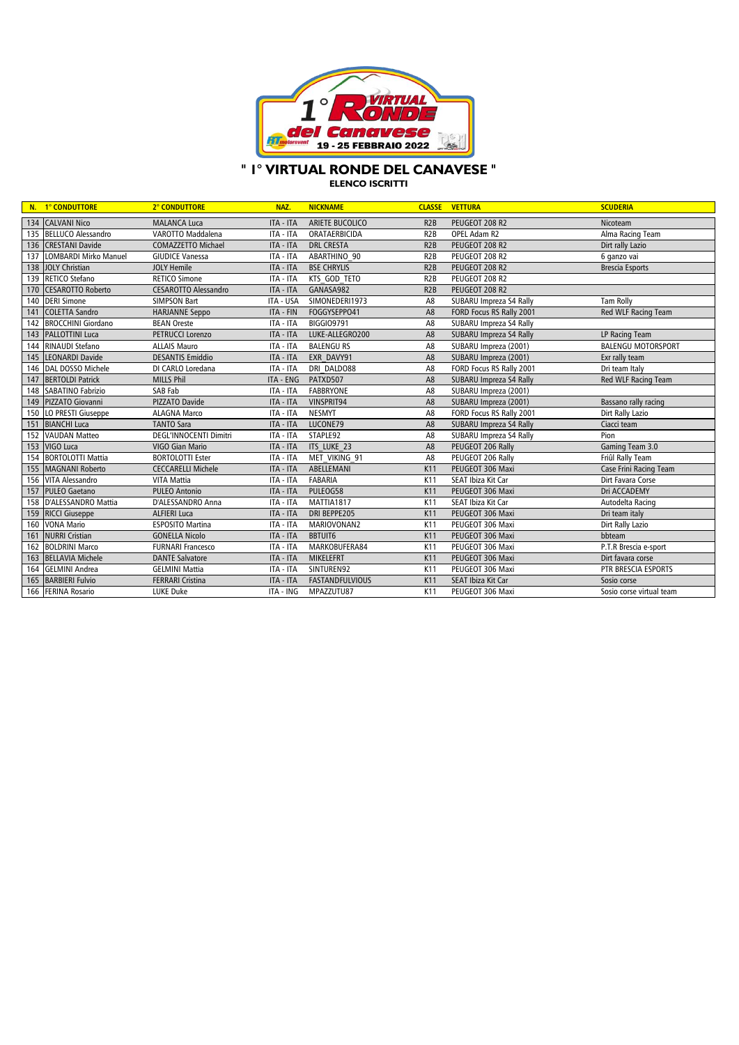# " I° VIRTUAL RONDE DEL CANAVESE "

## ELENCO ISCRITTI

| N. | 1° CONDUTTORE | 2° CONDUTTORE | NAZ. | NICKNAME | CLASSE | VETTURA | SCUDERIA |
|---|---|---|---|---|---|---|---|
| 134 | CALVANI Nico | MALANCA Luca | ITA - ITA | ARIETE BUCOLICO | R2B | PEUGEOT 208 R2 | Nicoteam |
| 135 | BELLUCO Alessandro | VAROTTO Maddalena | ITA - ITA | ORATAERBICIDA | R2B | OPEL Adam R2 | Alma Racing Team |
| 136 | CRESTANI Davide | COMAZZETTO Michael | ITA - ITA | DRL CRESTA | R2B | PEUGEOT 208 R2 | Dirt rally Lazio |
| 137 | LOMBARDI Mirko Manuel | GIUDICE Vanessa | ITA - ITA | ABARTHINO_90 | R2B | PEUGEOT 208 R2 | 6 ganzo vai |
| 138 | JOLY Christian | JOLY Hemile | ITA - ITA | BSE CHRYLIS | R2B | PEUGEOT 208 R2 | Brescia Esports |
| 139 | RETICO Stefano | RETICO Simone | ITA - ITA | KTS_GOD_TETO | R2B | PEUGEOT 208 R2 | |
| 170 | CESAROTTO Roberto | CESAROTTO Alessandro | ITA - ITA | GANASA982 | R2B | PEUGEOT 208 R2 | |
| 140 | DERI Simone | SIMPSON Bart | ITA - USA | SIMONEDERI1973 | A8 | SUBARU Impreza S4 Rally | Tam Rolly |
| 141 | COLETTA Sandro | HARJANNE Seppo | ITA - FIN | FOGGYSEPPO41 | A8 | FORD Focus RS Rally 2001 | Red WLF Racing Team |
| 142 | BROCCHINI Giordano | BEAN Oreste | ITA - ITA | BIGGIO9791 | A8 | SUBARU Impreza S4 Rally | |
| 143 | PALLOTTINI Luca | PETRUCCI Lorenzo | ITA - ITA | LUKE-ALLEGRO200 | A8 | SUBARU Impreza S4 Rally | LP Racing Team |
| 144 | RINAUDI Stefano | ALLAIS Mauro | ITA - ITA | BALENGU RS | A8 | SUBARU Impreza (2001) | BALENGU MOTORSPORT |
| 145 | LEONARDI Davide | DESANTIS Emiddio | ITA - ITA | EXR_DAVY91 | A8 | SUBARU Impreza (2001) | Exr rally team |
| 146 | DAL DOSSO Michele | DI CARLO Loredana | ITA - ITA | DRI_DALDO88 | A8 | FORD Focus RS Rally 2001 | Dri team Italy |
| 147 | BERTOLDI Patrick | MILLS Phil | ITA - ENG | PATXD507 | A8 | SUBARU Impreza S4 Rally | Red WLF Racing Team |
| 148 | SABATINO Fabrizio | SAB Fab | ITA - ITA | FABBRYONE | A8 | SUBARU Impreza (2001) | |
| 149 | PIZZATO Giovanni | PIZZATO Davide | ITA - ITA | VINSPRIT94 | A8 | SUBARU Impreza (2001) | Bassano rally racing |
| 150 | LO PRESTI Giuseppe | ALAGNA Marco | ITA - ITA | NESMYT | A8 | FORD Focus RS Rally 2001 | Dirt Rally Lazio |
| 151 | BIANCHI Luca | TANTO Sara | ITA - ITA | LUCONE79 | A8 | SUBARU Impreza S4 Rally | Ciacci team |
| 152 | VAUDAN Matteo | DEGL'INNOCENTI Dimitri | ITA - ITA | STAPLE92 | A8 | SUBARU Impreza S4 Rally | Pion |
| 153 | VIGO Luca | VIGO Gian Mario | ITA - ITA | ITS_LUKE_23 | A8 | PEUGEOT 206 Rally | Gaming Team 3.0 |
| 154 | BORTOLOTTI Mattia | BORTOLOTTI Ester | ITA - ITA | MET_VIKING_91 | A8 | PEUGEOT 206 Rally | Friûl Rally Team |
| 155 | MAGNANI Roberto | CECCARELLI Michele | ITA - ITA | ABELLEMANI | K11 | PEUGEOT 306 Maxi | Case Frini Racing Team |
| 156 | VITA Alessandro | VITA Mattia | ITA - ITA | FABARIA | K11 | SEAT Ibiza Kit Car | Dirt Favara Corse |
| 157 | PULEO Gaetano | PULEO Antonio | ITA - ITA | PULEOG58 | K11 | PEUGEOT 306 Maxi | Dri ACCADEMY |
| 158 | D'ALESSANDRO Mattia | D'ALESSANDRO Anna | ITA - ITA | MATTIA1817 | K11 | SEAT Ibiza Kit Car | Autodelta Racing |
| 159 | RICCI Giuseppe | ALFIERI Luca | ITA - ITA | DRI BEPPE205 | K11 | PEUGEOT 306 Maxi | Dri team italy |
| 160 | VONA Mario | ESPOSITO Martina | ITA - ITA | MARIOVONAN2 | K11 | PEUGEOT 306 Maxi | Dirt Rally Lazio |
| 161 | NURRI Cristian | GONELLA Nicolo | ITA - ITA | BBTUIT6 | K11 | PEUGEOT 306 Maxi | bbteam |
| 162 | BOLDRINI Marco | FURNARI Francesco | ITA - ITA | MARKOBUFERA84 | K11 | PEUGEOT 306 Maxi | P.T.R Brescia e-sport |
| 163 | BELLAVIA Michele | DANTE Salvatore | ITA - ITA | MIKELEFRT | K11 | PEUGEOT 306 Maxi | Dirt favara corse |
| 164 | GELMINI Andrea | GELMINI Mattia | ITA - ITA | SINTUREN92 | K11 | PEUGEOT 306 Maxi | PTR BRESCIA ESPORTS |
| 165 | BARBIERI Fulvio | FERRARI Cristina | ITA - ITA | FASTANDFULVIOUS | K11 | SEAT Ibiza Kit Car | Sosio corse |
| 166 | FERINA Rosario | LUKE Duke | ITA - ING | MPAZZUTU87 | K11 | PEUGEOT 306 Maxi | Sosio corse virtual team |